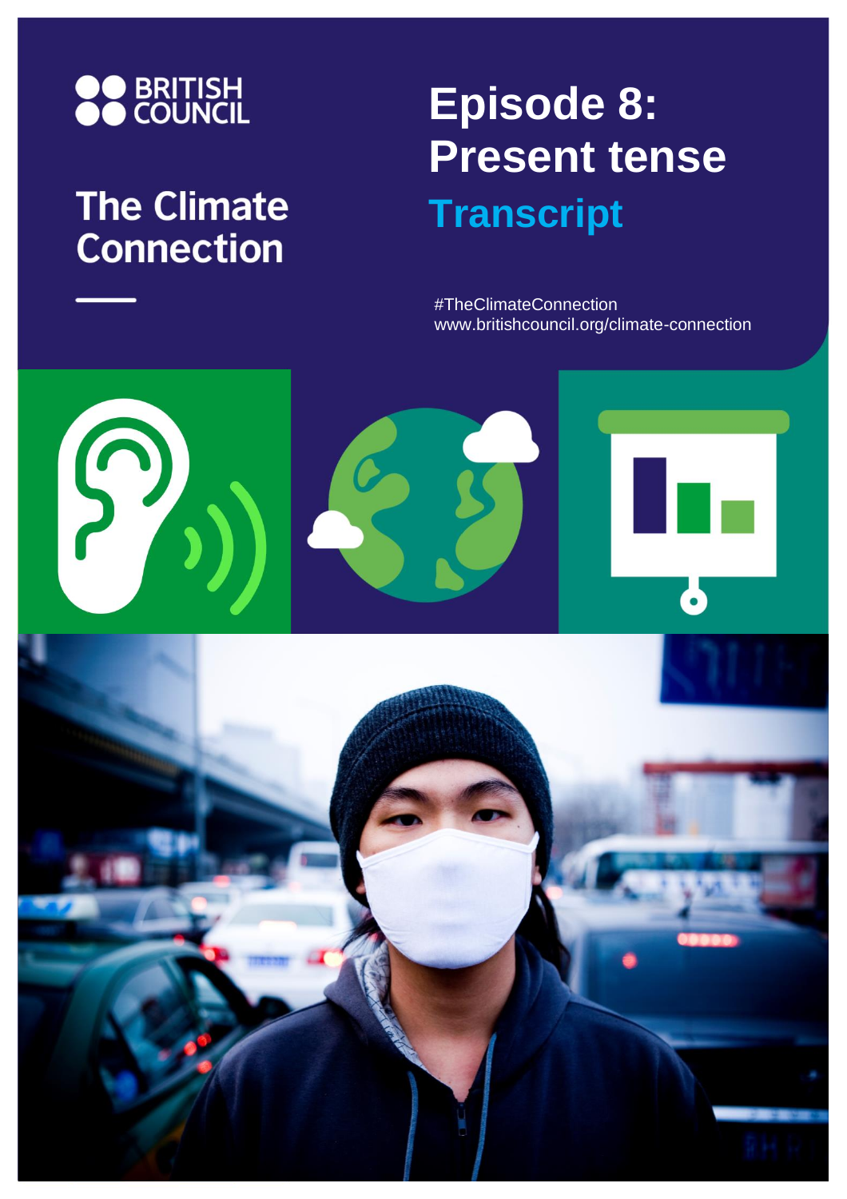BRITISH COUNCIL

# The Climate Connection

# Episode 8: Present tense

## Transcript

#TheClimateConnection
www.britishcouncil.org/climate-connection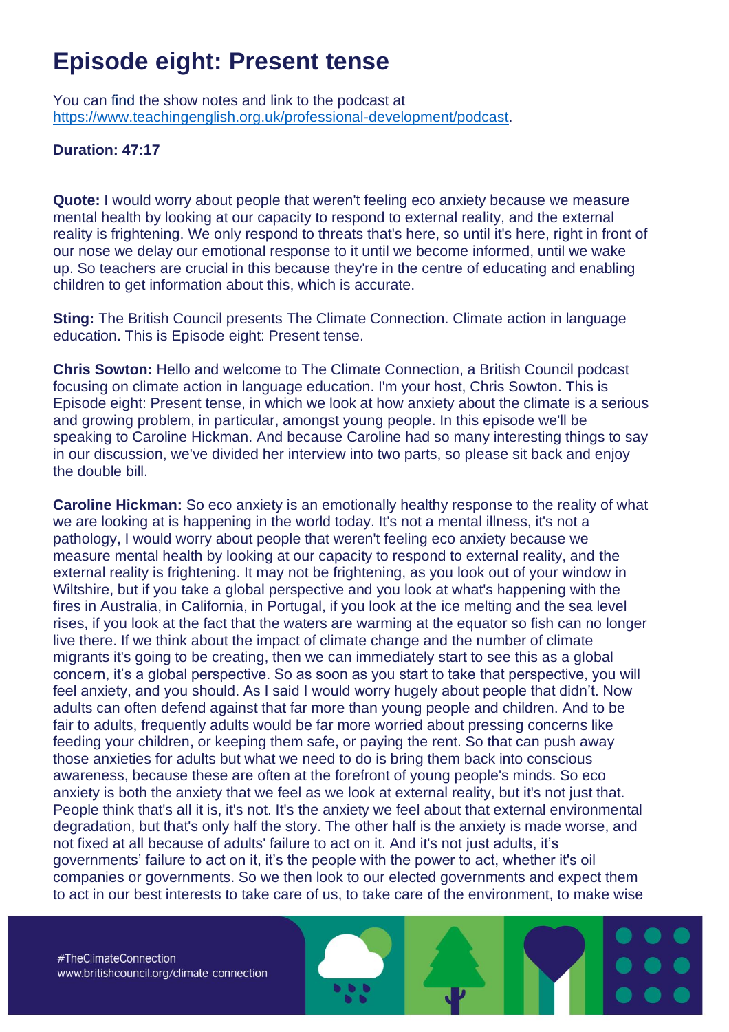# Episode eight: Present tense

You can find the show notes and link to the podcast at https://www.teachingenglish.org.uk/professional-development/podcast.

**Duration: 47:17**

**Quote:** I would worry about people that weren't feeling eco anxiety because we measure mental health by looking at our capacity to respond to external reality, and the external reality is frightening. We only respond to threats that's here, so until it's here, right in front of our nose we delay our emotional response to it until we become informed, until we wake up. So teachers are crucial in this because they're in the centre of educating and enabling children to get information about this, which is accurate.

**Sting:** The British Council presents The Climate Connection. Climate action in language education. This is Episode eight: Present tense.

**Chris Sowton:** Hello and welcome to The Climate Connection, a British Council podcast focusing on climate action in language education. I'm your host, Chris Sowton. This is Episode eight: Present tense, in which we look at how anxiety about the climate is a serious and growing problem, in particular, amongst young people. In this episode we'll be speaking to Caroline Hickman. And because Caroline had so many interesting things to say in our discussion, we've divided her interview into two parts, so please sit back and enjoy the double bill.

**Caroline Hickman:** So eco anxiety is an emotionally healthy response to the reality of what we are looking at is happening in the world today. It's not a mental illness, it's not a pathology, I would worry about people that weren't feeling eco anxiety because we measure mental health by looking at our capacity to respond to external reality, and the external reality is frightening. It may not be frightening, as you look out of your window in Wiltshire, but if you take a global perspective and you look at what's happening with the fires in Australia, in California, in Portugal, if you look at the ice melting and the sea level rises, if you look at the fact that the waters are warming at the equator so fish can no longer live there. If we think about the impact of climate change and the number of climate migrants it's going to be creating, then we can immediately start to see this as a global concern, it's a global perspective. So as soon as you start to take that perspective, you will feel anxiety, and you should. As I said I would worry hugely about people that didn't. Now adults can often defend against that far more than young people and children. And to be fair to adults, frequently adults would be far more worried about pressing concerns like feeding your children, or keeping them safe, or paying the rent. So that can push away those anxieties for adults but what we need to do is bring them back into conscious awareness, because these are often at the forefront of young people's minds. So eco anxiety is both the anxiety that we feel as we look at external reality, but it's not just that. People think that's all it is, it's not. It's the anxiety we feel about that external environmental degradation, but that's only half the story. The other half is the anxiety is made worse, and not fixed at all because of adults' failure to act on it. And it's not just adults, it's governments' failure to act on it, it's the people with the power to act, whether it's oil companies or governments. So we then look to our elected governments and expect them to act in our best interests to take care of us, to take care of the environment, to make wise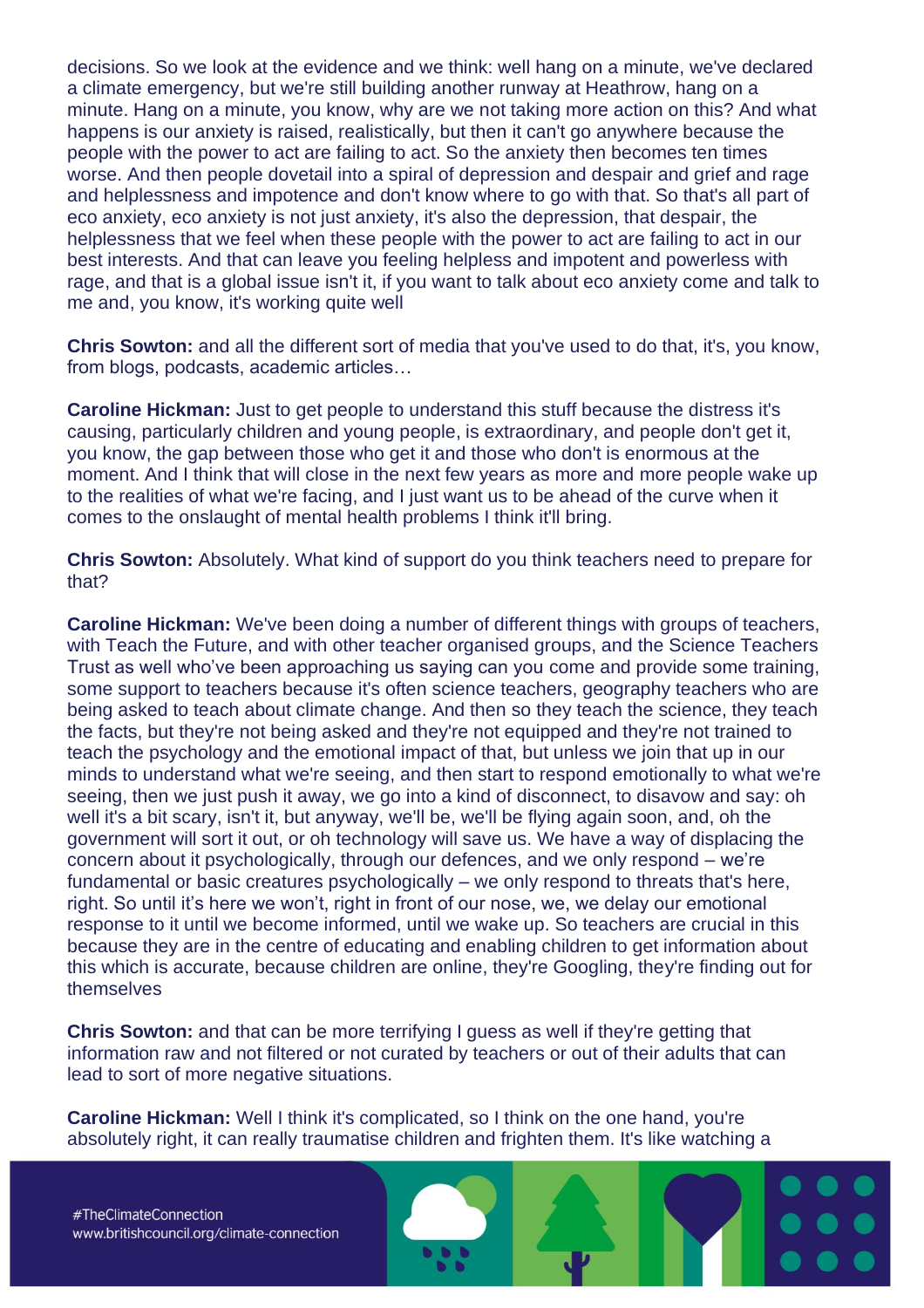decisions. So we look at the evidence and we think: well hang on a minute, we've declared a climate emergency, but we're still building another runway at Heathrow, hang on a minute. Hang on a minute, you know, why are we not taking more action on this? And what happens is our anxiety is raised, realistically, but then it can't go anywhere because the people with the power to act are failing to act. So the anxiety then becomes ten times worse. And then people dovetail into a spiral of depression and despair and grief and rage and helplessness and impotence and don't know where to go with that. So that's all part of eco anxiety, eco anxiety is not just anxiety, it's also the depression, that despair, the helplessness that we feel when these people with the power to act are failing to act in our best interests. And that can leave you feeling helpless and impotent and powerless with rage, and that is a global issue isn't it, if you want to talk about eco anxiety come and talk to me and, you know, it's working quite well

**Chris Sowton:** and all the different sort of media that you've used to do that, it's, you know, from blogs, podcasts, academic articles…

**Caroline Hickman:** Just to get people to understand this stuff because the distress it's causing, particularly children and young people, is extraordinary, and people don't get it, you know, the gap between those who get it and those who don't is enormous at the moment. And I think that will close in the next few years as more and more people wake up to the realities of what we're facing, and I just want us to be ahead of the curve when it comes to the onslaught of mental health problems I think it'll bring.

**Chris Sowton:** Absolutely. What kind of support do you think teachers need to prepare for that?

**Caroline Hickman:** We've been doing a number of different things with groups of teachers, with Teach the Future, and with other teacher organised groups, and the Science Teachers Trust as well who've been approaching us saying can you come and provide some training, some support to teachers because it's often science teachers, geography teachers who are being asked to teach about climate change. And then so they teach the science, they teach the facts, but they're not being asked and they're not equipped and they're not trained to teach the psychology and the emotional impact of that, but unless we join that up in our minds to understand what we're seeing, and then start to respond emotionally to what we're seeing, then we just push it away, we go into a kind of disconnect, to disavow and say: oh well it's a bit scary, isn't it, but anyway, we'll be, we'll be flying again soon, and, oh the government will sort it out, or oh technology will save us. We have a way of displacing the concern about it psychologically, through our defences, and we only respond – we're fundamental or basic creatures psychologically – we only respond to threats that's here, right. So until it's here we won't, right in front of our nose, we, we delay our emotional response to it until we become informed, until we wake up. So teachers are crucial in this because they are in the centre of educating and enabling children to get information about this which is accurate, because children are online, they're Googling, they're finding out for themselves

**Chris Sowton:** and that can be more terrifying I guess as well if they're getting that information raw and not filtered or not curated by teachers or out of their adults that can lead to sort of more negative situations.

**Caroline Hickman:** Well I think it's complicated, so I think on the one hand, you're absolutely right, it can really traumatise children and frighten them. It's like watching a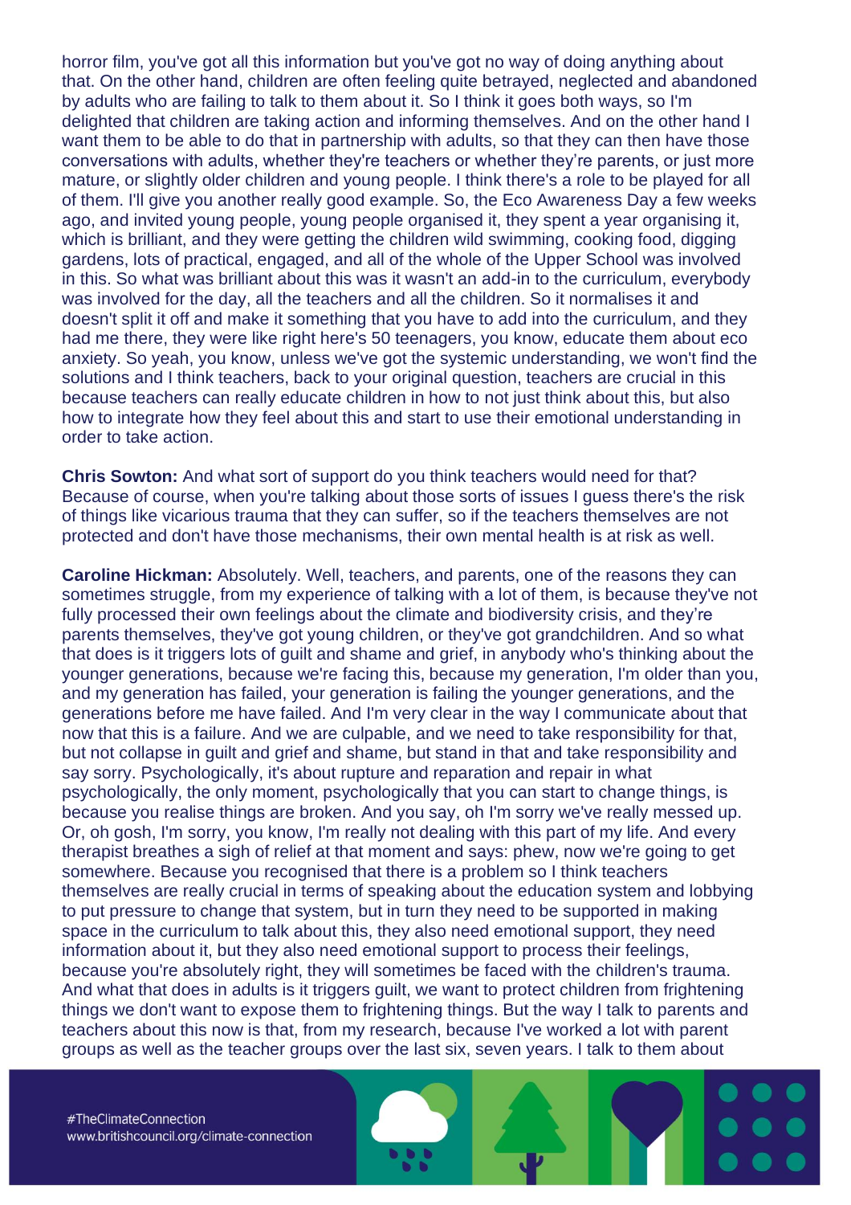horror film, you've got all this information but you've got no way of doing anything about that. On the other hand, children are often feeling quite betrayed, neglected and abandoned by adults who are failing to talk to them about it. So I think it goes both ways, so I'm delighted that children are taking action and informing themselves. And on the other hand I want them to be able to do that in partnership with adults, so that they can then have those conversations with adults, whether they're teachers or whether they're parents, or just more mature, or slightly older children and young people. I think there's a role to be played for all of them. I'll give you another really good example. So, the Eco Awareness Day a few weeks ago, and invited young people, young people organised it, they spent a year organising it, which is brilliant, and they were getting the children wild swimming, cooking food, digging gardens, lots of practical, engaged, and all of the whole of the Upper School was involved in this. So what was brilliant about this was it wasn't an add-in to the curriculum, everybody was involved for the day, all the teachers and all the children. So it normalises it and doesn't split it off and make it something that you have to add into the curriculum, and they had me there, they were like right here's 50 teenagers, you know, educate them about eco anxiety. So yeah, you know, unless we've got the systemic understanding, we won't find the solutions and I think teachers, back to your original question, teachers are crucial in this because teachers can really educate children in how to not just think about this, but also how to integrate how they feel about this and start to use their emotional understanding in order to take action.

**Chris Sowton:** And what sort of support do you think teachers would need for that? Because of course, when you're talking about those sorts of issues I guess there's the risk of things like vicarious trauma that they can suffer, so if the teachers themselves are not protected and don't have those mechanisms, their own mental health is at risk as well.

**Caroline Hickman:** Absolutely. Well, teachers, and parents, one of the reasons they can sometimes struggle, from my experience of talking with a lot of them, is because they've not fully processed their own feelings about the climate and biodiversity crisis, and they're parents themselves, they've got young children, or they've got grandchildren. And so what that does is it triggers lots of guilt and shame and grief, in anybody who's thinking about the younger generations, because we're facing this, because my generation, I'm older than you, and my generation has failed, your generation is failing the younger generations, and the generations before me have failed. And I'm very clear in the way I communicate about that now that this is a failure. And we are culpable, and we need to take responsibility for that, but not collapse in guilt and grief and shame, but stand in that and take responsibility and say sorry. Psychologically, it's about rupture and reparation and repair in what psychologically, the only moment, psychologically that you can start to change things, is because you realise things are broken. And you say, oh I'm sorry we've really messed up. Or, oh gosh, I'm sorry, you know, I'm really not dealing with this part of my life. And every therapist breathes a sigh of relief at that moment and says: phew, now we're going to get somewhere. Because you recognised that there is a problem so I think teachers themselves are really crucial in terms of speaking about the education system and lobbying to put pressure to change that system, but in turn they need to be supported in making space in the curriculum to talk about this, they also need emotional support, they need information about it, but they also need emotional support to process their feelings, because you're absolutely right, they will sometimes be faced with the children's trauma. And what that does in adults is it triggers guilt, we want to protect children from frightening things we don't want to expose them to frightening things. But the way I talk to parents and teachers about this now is that, from my research, because I've worked a lot with parent groups as well as the teacher groups over the last six, seven years. I talk to them about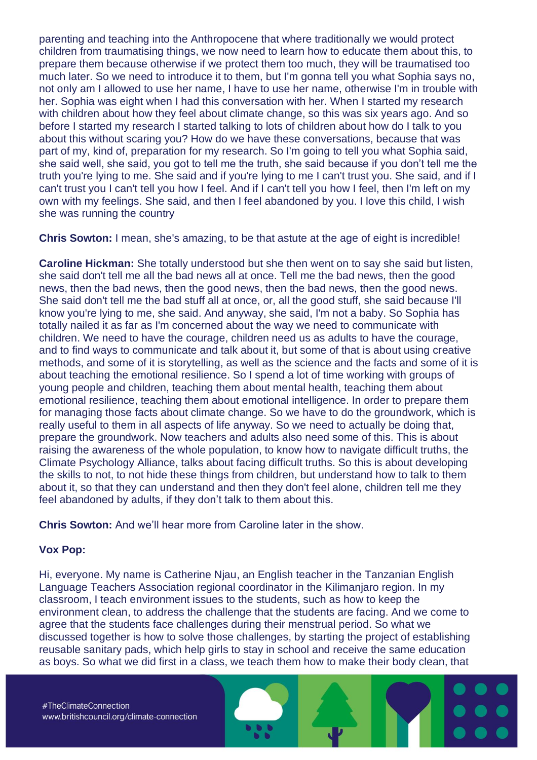parenting and teaching into the Anthropocene that where traditionally we would protect children from traumatising things, we now need to learn how to educate them about this, to prepare them because otherwise if we protect them too much, they will be traumatised too much later. So we need to introduce it to them, but I'm gonna tell you what Sophia says no, not only am I allowed to use her name, I have to use her name, otherwise I'm in trouble with her. Sophia was eight when I had this conversation with her. When I started my research with children about how they feel about climate change, so this was six years ago. And so before I started my research I started talking to lots of children about how do I talk to you about this without scaring you? How do we have these conversations, because that was part of my, kind of, preparation for my research. So I'm going to tell you what Sophia said, she said well, she said, you got to tell me the truth, she said because if you don't tell me the truth you're lying to me. She said and if you're lying to me I can't trust you. She said, and if I can't trust you I can't tell you how I feel. And if I can't tell you how I feel, then I'm left on my own with my feelings. She said, and then I feel abandoned by you. I love this child, I wish she was running the country

**Chris Sowton:** I mean, she's amazing, to be that astute at the age of eight is incredible!

**Caroline Hickman:** She totally understood but she then went on to say she said but listen, she said don't tell me all the bad news all at once. Tell me the bad news, then the good news, then the bad news, then the good news, then the bad news, then the good news. She said don't tell me the bad stuff all at once, or, all the good stuff, she said because I'll know you're lying to me, she said. And anyway, she said, I'm not a baby. So Sophia has totally nailed it as far as I'm concerned about the way we need to communicate with children. We need to have the courage, children need us as adults to have the courage, and to find ways to communicate and talk about it, but some of that is about using creative methods, and some of it is storytelling, as well as the science and the facts and some of it is about teaching the emotional resilience. So I spend a lot of time working with groups of young people and children, teaching them about mental health, teaching them about emotional resilience, teaching them about emotional intelligence. In order to prepare them for managing those facts about climate change. So we have to do the groundwork, which is really useful to them in all aspects of life anyway. So we need to actually be doing that, prepare the groundwork. Now teachers and adults also need some of this. This is about raising the awareness of the whole population, to know how to navigate difficult truths, the Climate Psychology Alliance, talks about facing difficult truths. So this is about developing the skills to not, to not hide these things from children, but understand how to talk to them about it, so that they can understand and then they don't feel alone, children tell me they feel abandoned by adults, if they don't talk to them about this.

**Chris Sowton:** And we'll hear more from Caroline later in the show.

**Vox Pop:**

Hi, everyone. My name is Catherine Njau, an English teacher in the Tanzanian English Language Teachers Association regional coordinator in the Kilimanjaro region. In my classroom, I teach environment issues to the students, such as how to keep the environment clean, to address the challenge that the students are facing. And we come to agree that the students face challenges during their menstrual period. So what we discussed together is how to solve those challenges, by starting the project of establishing reusable sanitary pads, which help girls to stay in school and receive the same education as boys. So what we did first in a class, we teach them how to make their body clean, that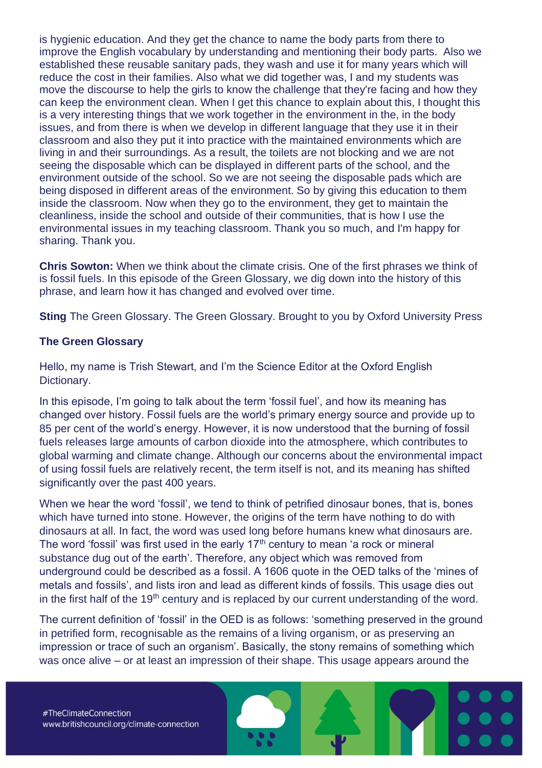is hygienic education. And they get the chance to name the body parts from there to improve the English vocabulary by understanding and mentioning their body parts. Also we established these reusable sanitary pads, they wash and use it for many years which will reduce the cost in their families. Also what we did together was, I and my students was move the discourse to help the girls to know the challenge that they're facing and how they can keep the environment clean. When I get this chance to explain about this, I thought this is a very interesting things that we work together in the environment in the, in the body issues, and from there is when we develop in different language that they use it in their classroom and also they put it into practice with the maintained environments which are living in and their surroundings. As a result, the toilets are not blocking and we are not seeing the disposable which can be displayed in different parts of the school, and the environment outside of the school. So we are not seeing the disposable pads which are being disposed in different areas of the environment. So by giving this education to them inside the classroom. Now when they go to the environment, they get to maintain the cleanliness, inside the school and outside of their communities, that is how I use the environmental issues in my teaching classroom. Thank you so much, and I'm happy for sharing. Thank you.

**Chris Sowton:** When we think about the climate crisis. One of the first phrases we think of is fossil fuels. In this episode of the Green Glossary, we dig down into the history of this phrase, and learn how it has changed and evolved over time.

**Sting** The Green Glossary. The Green Glossary. Brought to you by Oxford University Press

**The Green Glossary**

Hello, my name is Trish Stewart, and I'm the Science Editor at the Oxford English Dictionary.

In this episode, I'm going to talk about the term 'fossil fuel', and how its meaning has changed over history. Fossil fuels are the world's primary energy source and provide up to 85 per cent of the world's energy. However, it is now understood that the burning of fossil fuels releases large amounts of carbon dioxide into the atmosphere, which contributes to global warming and climate change. Although our concerns about the environmental impact of using fossil fuels are relatively recent, the term itself is not, and its meaning has shifted significantly over the past 400 years.

When we hear the word 'fossil', we tend to think of petrified dinosaur bones, that is, bones which have turned into stone. However, the origins of the term have nothing to do with dinosaurs at all. In fact, the word was used long before humans knew what dinosaurs are. The word 'fossil' was first used in the early 17th century to mean 'a rock or mineral substance dug out of the earth'. Therefore, any object which was removed from underground could be described as a fossil. A 1606 quote in the OED talks of the 'mines of metals and fossils', and lists iron and lead as different kinds of fossils. This usage dies out in the first half of the 19th century and is replaced by our current understanding of the word.

The current definition of 'fossil' in the OED is as follows: 'something preserved in the ground in petrified form, recognisable as the remains of a living organism, or as preserving an impression or trace of such an organism'. Basically, the stony remains of something which was once alive – or at least an impression of their shape. This usage appears around the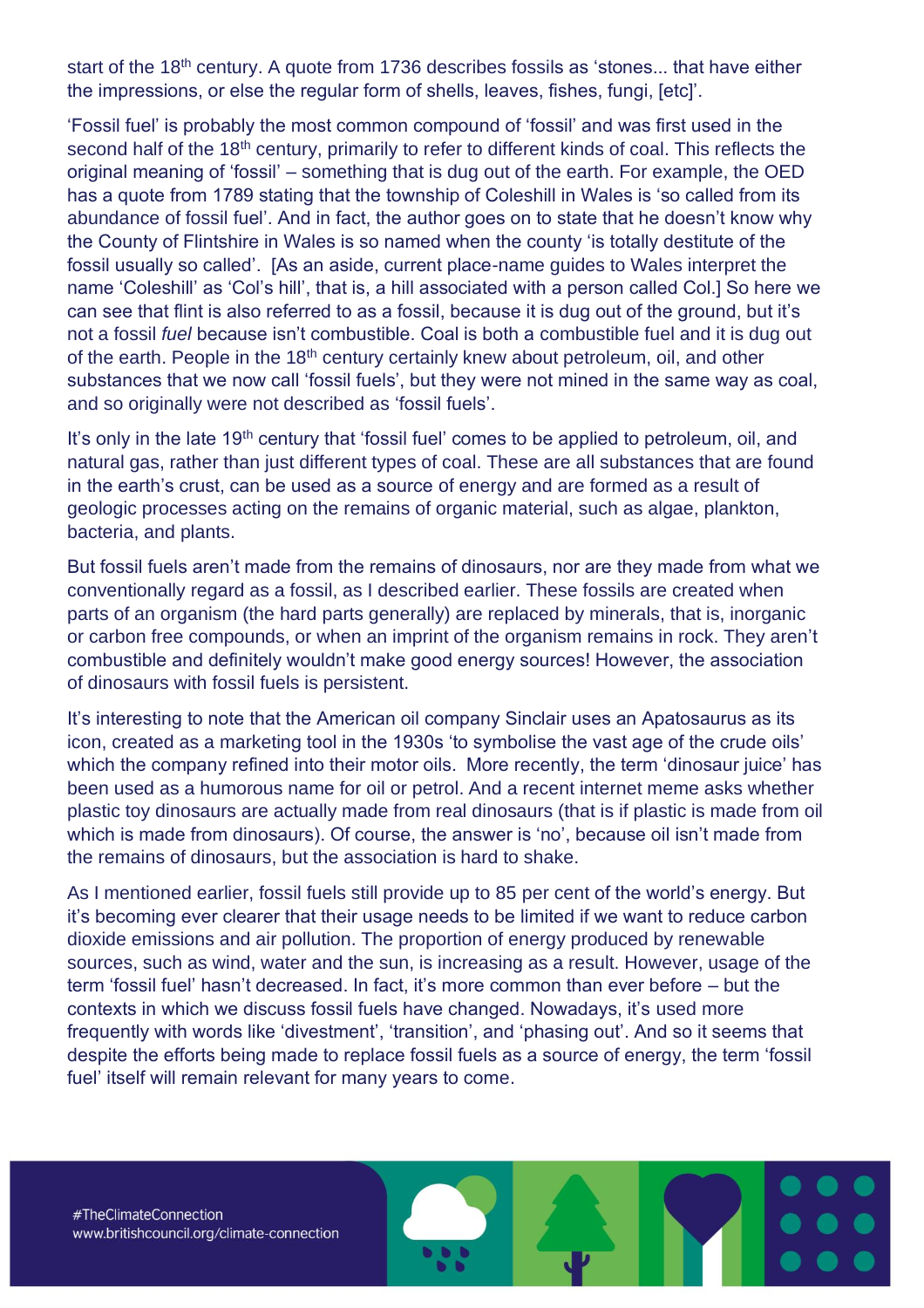start of the 18th century. A quote from 1736 describes fossils as 'stones... that have either the impressions, or else the regular form of shells, leaves, fishes, fungi, [etc]'.

'Fossil fuel' is probably the most common compound of 'fossil' and was first used in the second half of the 18th century, primarily to refer to different kinds of coal. This reflects the original meaning of 'fossil' – something that is dug out of the earth. For example, the OED has a quote from 1789 stating that the township of Coleshill in Wales is 'so called from its abundance of fossil fuel'. And in fact, the author goes on to state that he doesn't know why the County of Flintshire in Wales is so named when the county 'is totally destitute of the fossil usually so called'. [As an aside, current place-name guides to Wales interpret the name 'Coleshill' as 'Col's hill', that is, a hill associated with a person called Col.] So here we can see that flint is also referred to as a fossil, because it is dug out of the ground, but it's not a fossil *fuel* because isn't combustible. Coal is both a combustible fuel and it is dug out of the earth. People in the 18th century certainly knew about petroleum, oil, and other substances that we now call 'fossil fuels', but they were not mined in the same way as coal, and so originally were not described as 'fossil fuels'.

It's only in the late 19th century that 'fossil fuel' comes to be applied to petroleum, oil, and natural gas, rather than just different types of coal. These are all substances that are found in the earth's crust, can be used as a source of energy and are formed as a result of geologic processes acting on the remains of organic material, such as algae, plankton, bacteria, and plants.

But fossil fuels aren't made from the remains of dinosaurs, nor are they made from what we conventionally regard as a fossil, as I described earlier. These fossils are created when parts of an organism (the hard parts generally) are replaced by minerals, that is, inorganic or carbon free compounds, or when an imprint of the organism remains in rock. They aren't combustible and definitely wouldn't make good energy sources! However, the association of dinosaurs with fossil fuels is persistent.

It's interesting to note that the American oil company Sinclair uses an Apatosaurus as its icon, created as a marketing tool in the 1930s 'to symbolise the vast age of the crude oils' which the company refined into their motor oils. More recently, the term 'dinosaur juice' has been used as a humorous name for oil or petrol. And a recent internet meme asks whether plastic toy dinosaurs are actually made from real dinosaurs (that is if plastic is made from oil which is made from dinosaurs). Of course, the answer is 'no', because oil isn't made from the remains of dinosaurs, but the association is hard to shake.

As I mentioned earlier, fossil fuels still provide up to 85 per cent of the world's energy. But it's becoming ever clearer that their usage needs to be limited if we want to reduce carbon dioxide emissions and air pollution. The proportion of energy produced by renewable sources, such as wind, water and the sun, is increasing as a result. However, usage of the term 'fossil fuel' hasn't decreased. In fact, it's more common than ever before – but the contexts in which we discuss fossil fuels have changed. Nowadays, it's used more frequently with words like 'divestment', 'transition', and 'phasing out'. And so it seems that despite the efforts being made to replace fossil fuels as a source of energy, the term 'fossil fuel' itself will remain relevant for many years to come.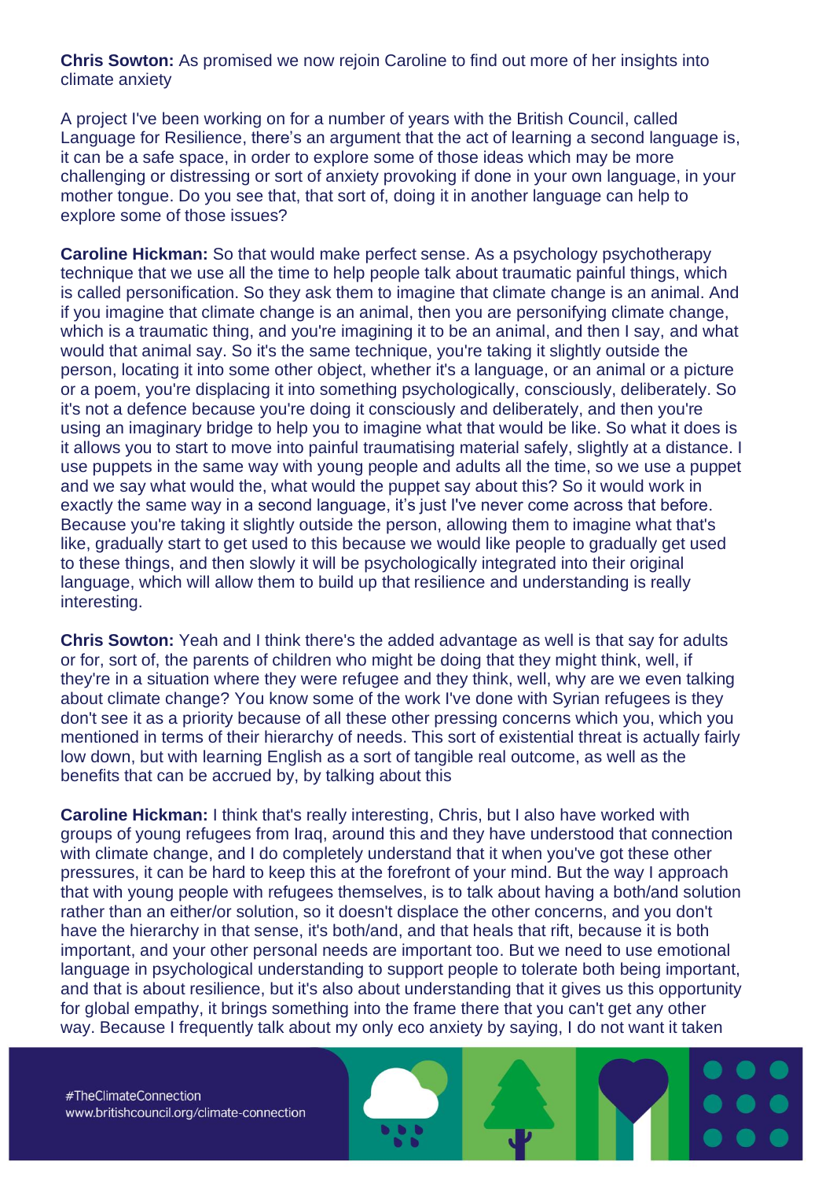**Chris Sowton:** As promised we now rejoin Caroline to find out more of her insights into climate anxiety

A project I've been working on for a number of years with the British Council, called Language for Resilience, there's an argument that the act of learning a second language is, it can be a safe space, in order to explore some of those ideas which may be more challenging or distressing or sort of anxiety provoking if done in your own language, in your mother tongue. Do you see that, that sort of, doing it in another language can help to explore some of those issues?

**Caroline Hickman:** So that would make perfect sense. As a psychology psychotherapy technique that we use all the time to help people talk about traumatic painful things, which is called personification. So they ask them to imagine that climate change is an animal. And if you imagine that climate change is an animal, then you are personifying climate change, which is a traumatic thing, and you're imagining it to be an animal, and then I say, and what would that animal say. So it's the same technique, you're taking it slightly outside the person, locating it into some other object, whether it's a language, or an animal or a picture or a poem, you're displacing it into something psychologically, consciously, deliberately. So it's not a defence because you're doing it consciously and deliberately, and then you're using an imaginary bridge to help you to imagine what that would be like. So what it does is it allows you to start to move into painful traumatising material safely, slightly at a distance. I use puppets in the same way with young people and adults all the time, so we use a puppet and we say what would the, what would the puppet say about this? So it would work in exactly the same way in a second language, it's just I've never come across that before. Because you're taking it slightly outside the person, allowing them to imagine what that's like, gradually start to get used to this because we would like people to gradually get used to these things, and then slowly it will be psychologically integrated into their original language, which will allow them to build up that resilience and understanding is really interesting.

**Chris Sowton:** Yeah and I think there's the added advantage as well is that say for adults or for, sort of, the parents of children who might be doing that they might think, well, if they're in a situation where they were refugee and they think, well, why are we even talking about climate change? You know some of the work I've done with Syrian refugees is they don't see it as a priority because of all these other pressing concerns which you, which you mentioned in terms of their hierarchy of needs. This sort of existential threat is actually fairly low down, but with learning English as a sort of tangible real outcome, as well as the benefits that can be accrued by, by talking about this

**Caroline Hickman:** I think that's really interesting, Chris, but I also have worked with groups of young refugees from Iraq, around this and they have understood that connection with climate change, and I do completely understand that it when you've got these other pressures, it can be hard to keep this at the forefront of your mind. But the way I approach that with young people with refugees themselves, is to talk about having a both/and solution rather than an either/or solution, so it doesn't displace the other concerns, and you don't have the hierarchy in that sense, it's both/and, and that heals that rift, because it is both important, and your other personal needs are important too. But we need to use emotional language in psychological understanding to support people to tolerate both being important, and that is about resilience, but it's also about understanding that it gives us this opportunity for global empathy, it brings something into the frame there that you can't get any other way. Because I frequently talk about my only eco anxiety by saying, I do not want it taken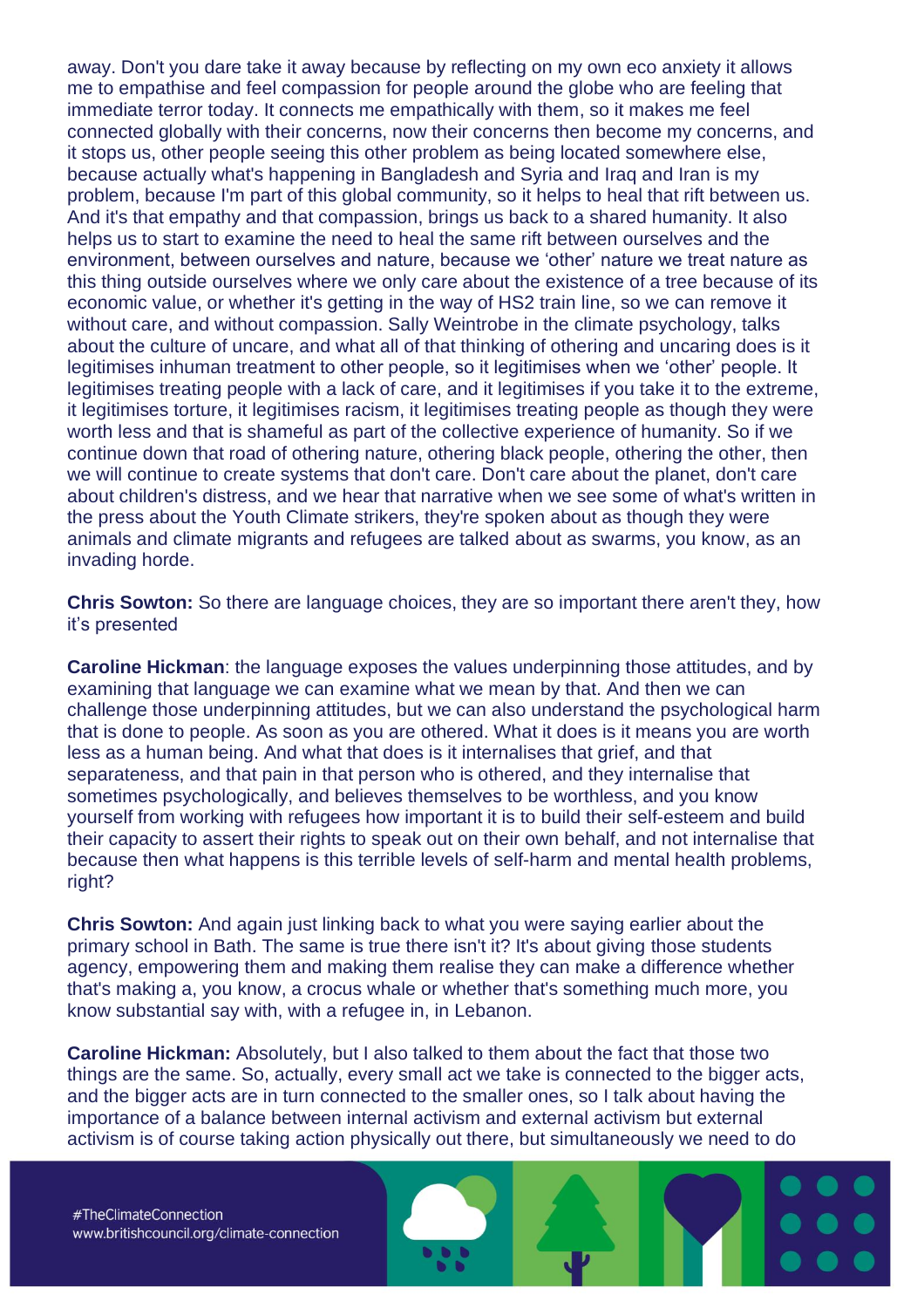away. Don't you dare take it away because by reflecting on my own eco anxiety it allows me to empathise and feel compassion for people around the globe who are feeling that immediate terror today. It connects me empathically with them, so it makes me feel connected globally with their concerns, now their concerns then become my concerns, and it stops us, other people seeing this other problem as being located somewhere else, because actually what's happening in Bangladesh and Syria and Iraq and Iran is my problem, because I'm part of this global community, so it helps to heal that rift between us. And it's that empathy and that compassion, brings us back to a shared humanity. It also helps us to start to examine the need to heal the same rift between ourselves and the environment, between ourselves and nature, because we 'other' nature we treat nature as this thing outside ourselves where we only care about the existence of a tree because of its economic value, or whether it's getting in the way of HS2 train line, so we can remove it without care, and without compassion. Sally Weintrobe in the climate psychology, talks about the culture of uncare, and what all of that thinking of othering and uncaring does is it legitimises inhuman treatment to other people, so it legitimises when we 'other' people. It legitimises treating people with a lack of care, and it legitimises if you take it to the extreme, it legitimises torture, it legitimises racism, it legitimises treating people as though they were worth less and that is shameful as part of the collective experience of humanity. So if we continue down that road of othering nature, othering black people, othering the other, then we will continue to create systems that don't care. Don't care about the planet, don't care about children's distress, and we hear that narrative when we see some of what's written in the press about the Youth Climate strikers, they're spoken about as though they were animals and climate migrants and refugees are talked about as swarms, you know, as an invading horde.

**Chris Sowton:** So there are language choices, they are so important there aren't they, how it's presented

**Caroline Hickman**: the language exposes the values underpinning those attitudes, and by examining that language we can examine what we mean by that. And then we can challenge those underpinning attitudes, but we can also understand the psychological harm that is done to people. As soon as you are othered. What it does is it means you are worth less as a human being. And what that does is it internalises that grief, and that separateness, and that pain in that person who is othered, and they internalise that sometimes psychologically, and believes themselves to be worthless, and you know yourself from working with refugees how important it is to build their self-esteem and build their capacity to assert their rights to speak out on their own behalf, and not internalise that because then what happens is this terrible levels of self-harm and mental health problems, right?

**Chris Sowton:** And again just linking back to what you were saying earlier about the primary school in Bath. The same is true there isn't it? It's about giving those students agency, empowering them and making them realise they can make a difference whether that's making a, you know, a crocus whale or whether that's something much more, you know substantial say with, with a refugee in, in Lebanon.

**Caroline Hickman:** Absolutely, but I also talked to them about the fact that those two things are the same. So, actually, every small act we take is connected to the bigger acts, and the bigger acts are in turn connected to the smaller ones, so I talk about having the importance of a balance between internal activism and external activism but external activism is of course taking action physically out there, but simultaneously we need to do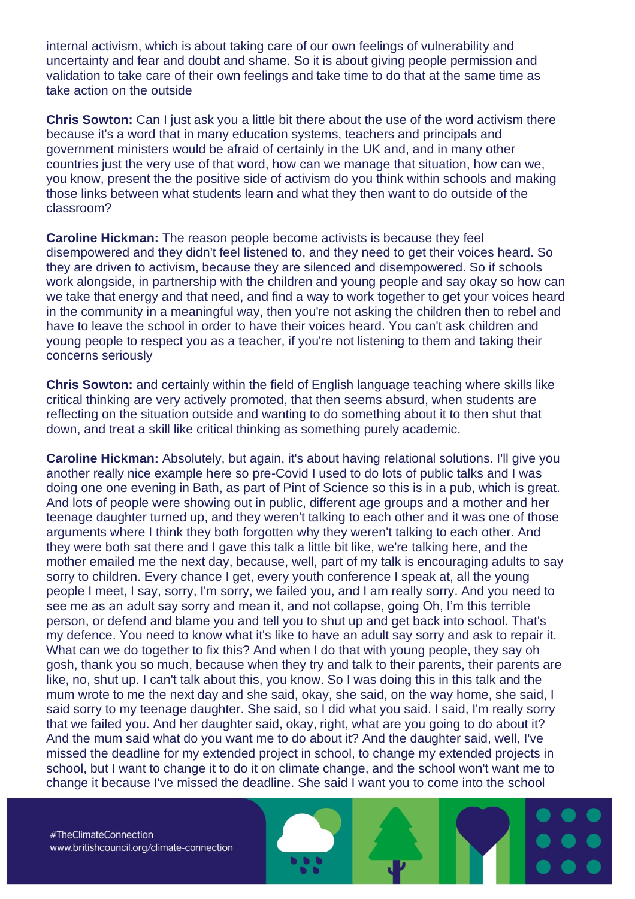internal activism, which is about taking care of our own feelings of vulnerability and uncertainty and fear and doubt and shame. So it is about giving people permission and validation to take care of their own feelings and take time to do that at the same time as take action on the outside

**Chris Sowton:** Can I just ask you a little bit there about the use of the word activism there because it's a word that in many education systems, teachers and principals and government ministers would be afraid of certainly in the UK and, and in many other countries just the very use of that word, how can we manage that situation, how can we, you know, present the the positive side of activism do you think within schools and making those links between what students learn and what they then want to do outside of the classroom?

**Caroline Hickman:** The reason people become activists is because they feel disempowered and they didn't feel listened to, and they need to get their voices heard. So they are driven to activism, because they are silenced and disempowered. So if schools work alongside, in partnership with the children and young people and say okay so how can we take that energy and that need, and find a way to work together to get your voices heard in the community in a meaningful way, then you're not asking the children then to rebel and have to leave the school in order to have their voices heard. You can't ask children and young people to respect you as a teacher, if you're not listening to them and taking their concerns seriously

**Chris Sowton:** and certainly within the field of English language teaching where skills like critical thinking are very actively promoted, that then seems absurd, when students are reflecting on the situation outside and wanting to do something about it to then shut that down, and treat a skill like critical thinking as something purely academic.

**Caroline Hickman:** Absolutely, but again, it's about having relational solutions. I'll give you another really nice example here so pre-Covid I used to do lots of public talks and I was doing one one evening in Bath, as part of Pint of Science so this is in a pub, which is great. And lots of people were showing out in public, different age groups and a mother and her teenage daughter turned up, and they weren't talking to each other and it was one of those arguments where I think they both forgotten why they weren't talking to each other. And they were both sat there and I gave this talk a little bit like, we're talking here, and the mother emailed me the next day, because, well, part of my talk is encouraging adults to say sorry to children. Every chance I get, every youth conference I speak at, all the young people I meet, I say, sorry, I'm sorry, we failed you, and I am really sorry. And you need to see me as an adult say sorry and mean it, and not collapse, going Oh, I'm this terrible person, or defend and blame you and tell you to shut up and get back into school. That's my defence. You need to know what it's like to have an adult say sorry and ask to repair it. What can we do together to fix this? And when I do that with young people, they say oh gosh, thank you so much, because when they try and talk to their parents, their parents are like, no, shut up. I can't talk about this, you know. So I was doing this in this talk and the mum wrote to me the next day and she said, okay, she said, on the way home, she said, I said sorry to my teenage daughter. She said, so I did what you said. I said, I'm really sorry that we failed you. And her daughter said, okay, right, what are you going to do about it? And the mum said what do you want me to do about it? And the daughter said, well, I've missed the deadline for my extended project in school, to change my extended projects in school, but I want to change it to do it on climate change, and the school won't want me to change it because I've missed the deadline. She said I want you to come into the school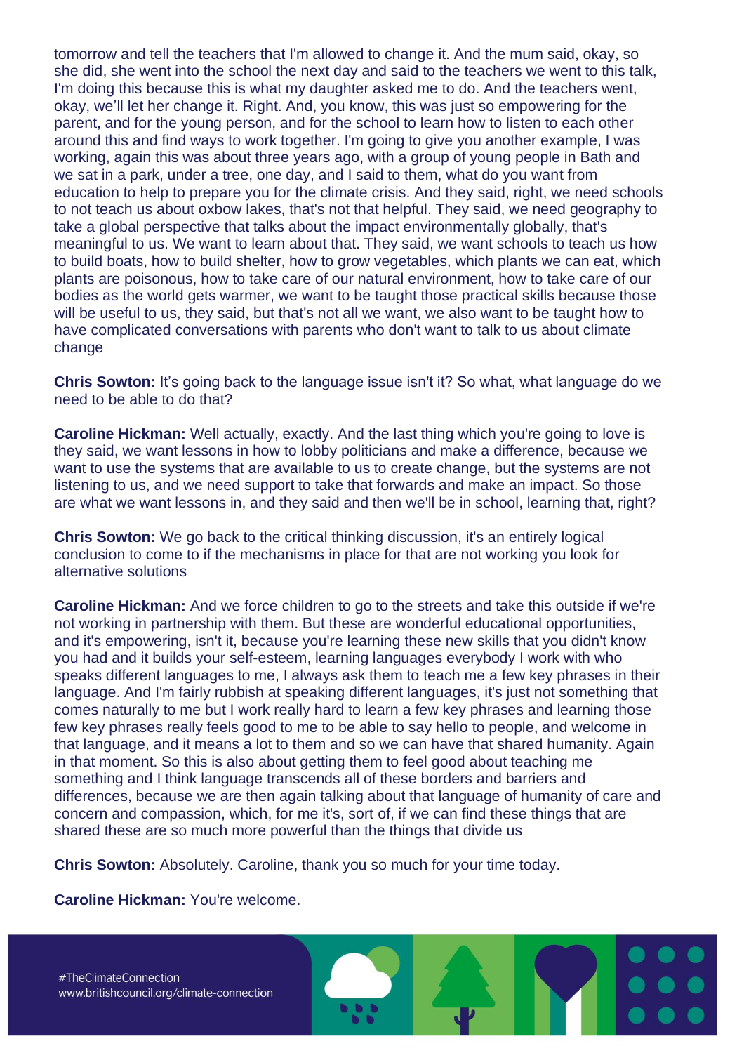tomorrow and tell the teachers that I'm allowed to change it. And the mum said, okay, so she did, she went into the school the next day and said to the teachers we went to this talk, I'm doing this because this is what my daughter asked me to do. And the teachers went, okay, we'll let her change it. Right. And, you know, this was just so empowering for the parent, and for the young person, and for the school to learn how to listen to each other around this and find ways to work together. I'm going to give you another example, I was working, again this was about three years ago, with a group of young people in Bath and we sat in a park, under a tree, one day, and I said to them, what do you want from education to help to prepare you for the climate crisis. And they said, right, we need schools to not teach us about oxbow lakes, that's not that helpful. They said, we need geography to take a global perspective that talks about the impact environmentally globally, that's meaningful to us. We want to learn about that. They said, we want schools to teach us how to build boats, how to build shelter, how to grow vegetables, which plants we can eat, which plants are poisonous, how to take care of our natural environment, how to take care of our bodies as the world gets warmer, we want to be taught those practical skills because those will be useful to us, they said, but that's not all we want, we also want to be taught how to have complicated conversations with parents who don't want to talk to us about climate change

**Chris Sowton:** It's going back to the language issue isn't it? So what, what language do we need to be able to do that?

**Caroline Hickman:** Well actually, exactly. And the last thing which you're going to love is they said, we want lessons in how to lobby politicians and make a difference, because we want to use the systems that are available to us to create change, but the systems are not listening to us, and we need support to take that forwards and make an impact. So those are what we want lessons in, and they said and then we'll be in school, learning that, right?

**Chris Sowton:** We go back to the critical thinking discussion, it's an entirely logical conclusion to come to if the mechanisms in place for that are not working you look for alternative solutions

**Caroline Hickman:** And we force children to go to the streets and take this outside if we're not working in partnership with them. But these are wonderful educational opportunities, and it's empowering, isn't it, because you're learning these new skills that you didn't know you had and it builds your self-esteem, learning languages everybody I work with who speaks different languages to me, I always ask them to teach me a few key phrases in their language. And I'm fairly rubbish at speaking different languages, it's just not something that comes naturally to me but I work really hard to learn a few key phrases and learning those few key phrases really feels good to me to be able to say hello to people, and welcome in that language, and it means a lot to them and so we can have that shared humanity. Again in that moment. So this is also about getting them to feel good about teaching me something and I think language transcends all of these borders and barriers and differences, because we are then again talking about that language of humanity of care and concern and compassion, which, for me it's, sort of, if we can find these things that are shared these are so much more powerful than the things that divide us

**Chris Sowton:** Absolutely. Caroline, thank you so much for your time today.

**Caroline Hickman:** You're welcome.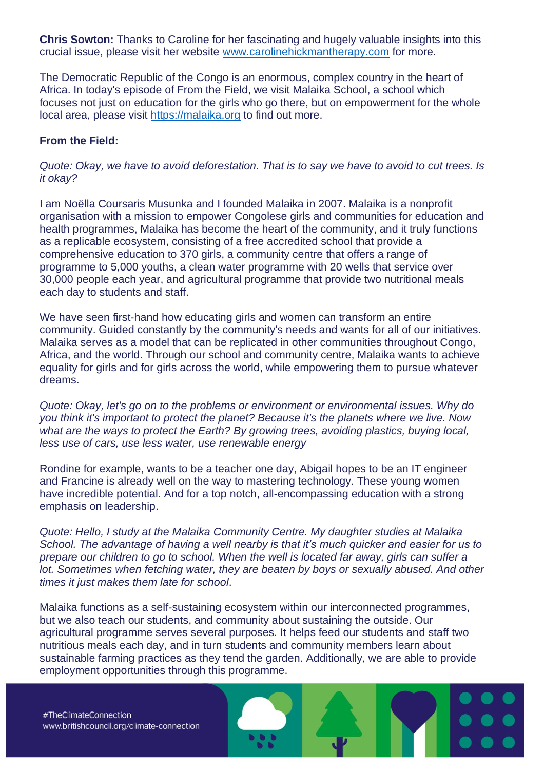**Chris Sowton:** Thanks to Caroline for her fascinating and hugely valuable insights into this crucial issue, please visit her website [www.carolinehickmantherapy.com](www.carolinehickmantherapy.com) for more.

The Democratic Republic of the Congo is an enormous, complex country in the heart of Africa. In today's episode of From the Field, we visit Malaika School, a school which focuses not just on education for the girls who go there, but on empowerment for the whole local area, please visit [https://malaika.org](https://malaika.org) to find out more.

**From the Field:**

*Quote: Okay, we have to avoid deforestation. That is to say we have to avoid to cut trees. Is it okay?*

I am Noëlla Coursaris Musunka and I founded Malaika in 2007. Malaika is a nonprofit organisation with a mission to empower Congolese girls and communities for education and health programmes, Malaika has become the heart of the community, and it truly functions as a replicable ecosystem, consisting of a free accredited school that provide a comprehensive education to 370 girls, a community centre that offers a range of programme to 5,000 youths, a clean water programme with 20 wells that service over 30,000 people each year, and agricultural programme that provide two nutritional meals each day to students and staff.

We have seen first-hand how educating girls and women can transform an entire community. Guided constantly by the community's needs and wants for all of our initiatives. Malaika serves as a model that can be replicated in other communities throughout Congo, Africa, and the world. Through our school and community centre, Malaika wants to achieve equality for girls and for girls across the world, while empowering them to pursue whatever dreams.

*Quote: Okay, let's go on to the problems or environment or environmental issues. Why do you think it's important to protect the planet? Because it's the planets where we live. Now what are the ways to protect the Earth? By growing trees, avoiding plastics, buying local, less use of cars, use less water, use renewable energy*

Rondine for example, wants to be a teacher one day, Abigail hopes to be an IT engineer and Francine is already well on the way to mastering technology. These young women have incredible potential. And for a top notch, all-encompassing education with a strong emphasis on leadership.

*Quote: Hello, I study at the Malaika Community Centre. My daughter studies at Malaika School. The advantage of having a well nearby is that it's much quicker and easier for us to prepare our children to go to school. When the well is located far away, girls can suffer a lot. Sometimes when fetching water, they are beaten by boys or sexually abused. And other times it just makes them late for school.*

Malaika functions as a self-sustaining ecosystem within our interconnected programmes, but we also teach our students, and community about sustaining the outside. Our agricultural programme serves several purposes. It helps feed our students and staff two nutritious meals each day, and in turn students and community members learn about sustainable farming practices as they tend the garden. Additionally, we are able to provide employment opportunities through this programme.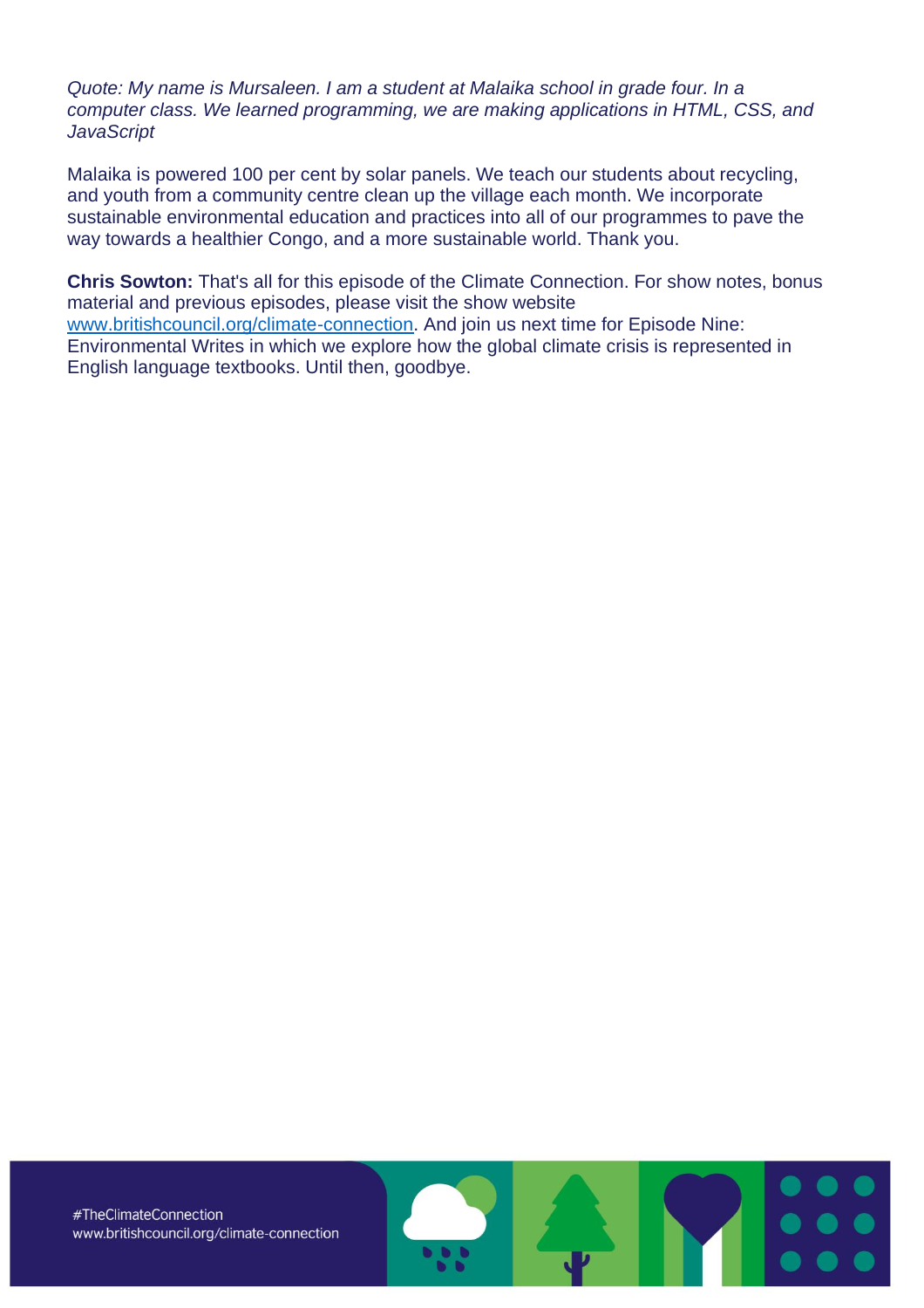*Quote: My name is Mursaleen. I am a student at Malaika school in grade four. In a computer class. We learned programming, we are making applications in HTML, CSS, and JavaScript*

Malaika is powered 100 per cent by solar panels. We teach our students about recycling, and youth from a community centre clean up the village each month. We incorporate sustainable environmental education and practices into all of our programmes to pave the way towards a healthier Congo, and a more sustainable world. Thank you.

**Chris Sowton:** That's all for this episode of the Climate Connection. For show notes, bonus material and previous episodes, please visit the show website [www.britishcouncil.org/climate-connection](www.britishcouncil.org/climate-connection). And join us next time for Episode Nine: Environmental Writes in which we explore how the global climate crisis is represented in English language textbooks. Until then, goodbye.